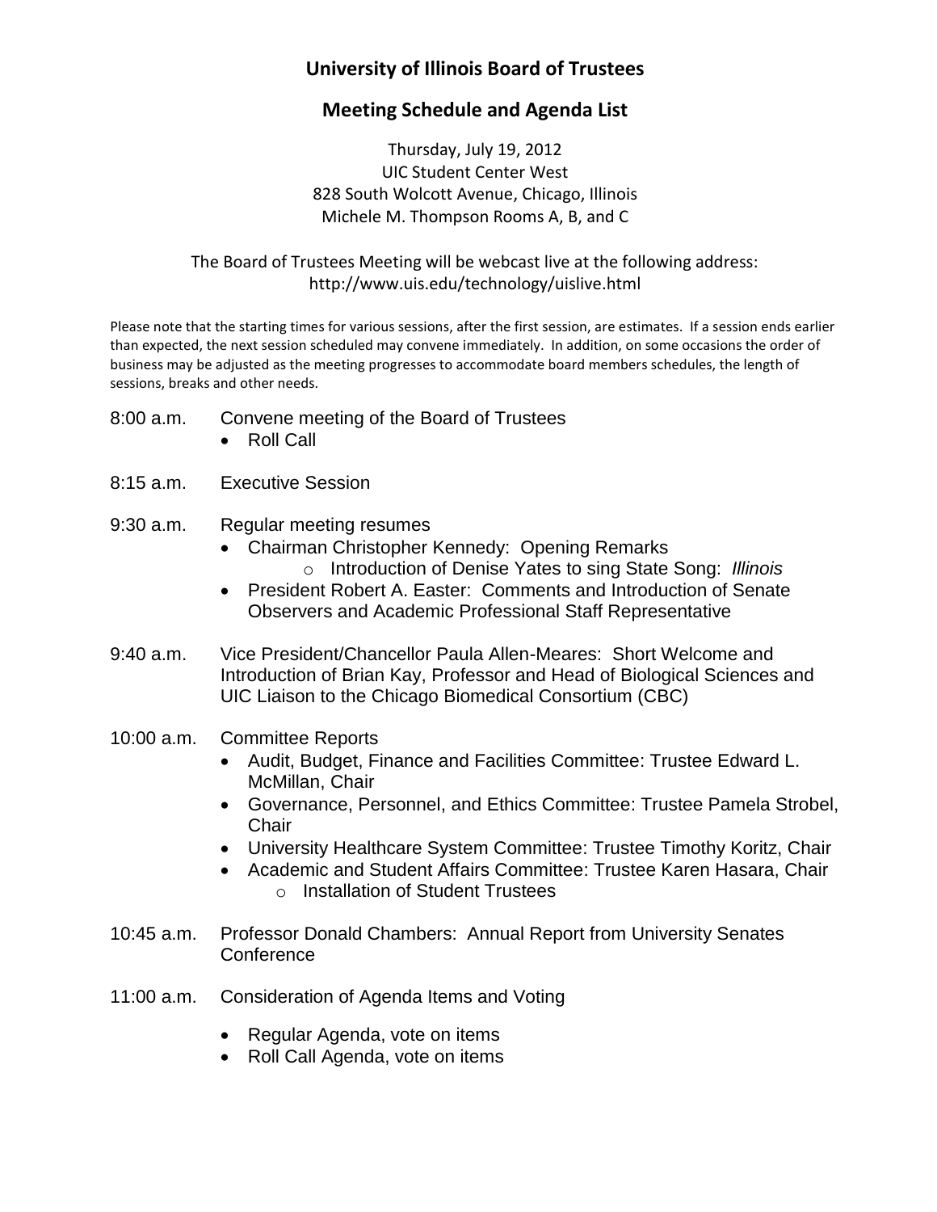# University of Illinois Board of Trustees

## Meeting Schedule and Agenda List

Thursday, July 19, 2012
UIC Student Center West
828 South Wolcott Avenue, Chicago, Illinois
Michele M. Thompson Rooms A, B, and C

The Board of Trustees Meeting will be webcast live at the following address:
http://www.uis.edu/technology/uislive.html

Please note that the starting times for various sessions, after the first session, are estimates. If a session ends earlier than expected, the next session scheduled may convene immediately. In addition, on some occasions the order of business may be adjusted as the meeting progresses to accommodate board members schedules, the length of sessions, breaks and other needs.

**8:00 a.m.** Convene meeting of the Board of Trustees

- Roll Call

**8:15 a.m.** Executive Session

**9:30 a.m.** Regular meeting resumes

- Chairman Christopher Kennedy: Opening Remarks
  - Introduction of Denise Yates to sing State Song: *Illinois*
- President Robert A. Easter: Comments and Introduction of Senate Observers and Academic Professional Staff Representative

**9:40 a.m.** Vice President/Chancellor Paula Allen-Meares: Short Welcome and Introduction of Brian Kay, Professor and Head of Biological Sciences and UIC Liaison to the Chicago Biomedical Consortium (CBC)

**10:00 a.m.** Committee Reports

- Audit, Budget, Finance and Facilities Committee: Trustee Edward L. McMillan, Chair
- Governance, Personnel, and Ethics Committee: Trustee Pamela Strobel, Chair
- University Healthcare System Committee: Trustee Timothy Koritz, Chair
- Academic and Student Affairs Committee: Trustee Karen Hasara, Chair
  - Installation of Student Trustees

**10:45 a.m.** Professor Donald Chambers: Annual Report from University Senates Conference

**11:00 a.m.** Consideration of Agenda Items and Voting

- Regular Agenda, vote on items
- Roll Call Agenda, vote on items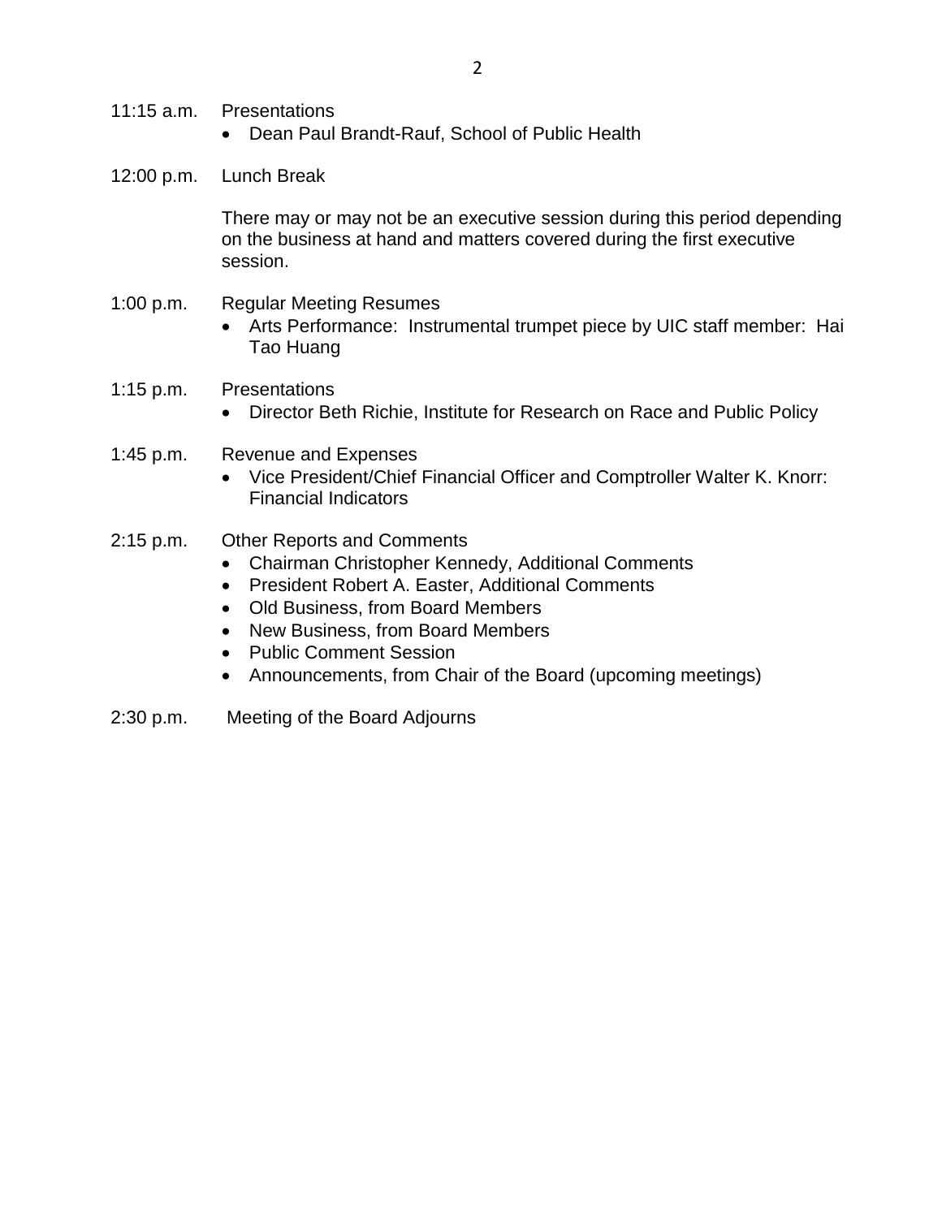11:15 a.m. Presentations

- Dean Paul Brandt-Rauf, School of Public Health

12:00 p.m. Lunch Break

There may or may not be an executive session during this period depending on the business at hand and matters covered during the first executive session.

1:00 p.m. Regular Meeting Resumes

- Arts Performance: Instrumental trumpet piece by UIC staff member: Hai Tao Huang

1:15 p.m. Presentations

- Director Beth Richie, Institute for Research on Race and Public Policy

1:45 p.m. Revenue and Expenses

- Vice President/Chief Financial Officer and Comptroller Walter K. Knorr: Financial Indicators

2:15 p.m. Other Reports and Comments

- Chairman Christopher Kennedy, Additional Comments
- President Robert A. Easter, Additional Comments
- Old Business, from Board Members
- New Business, from Board Members
- Public Comment Session
- Announcements, from Chair of the Board (upcoming meetings)

2:30 p.m. Meeting of the Board Adjourns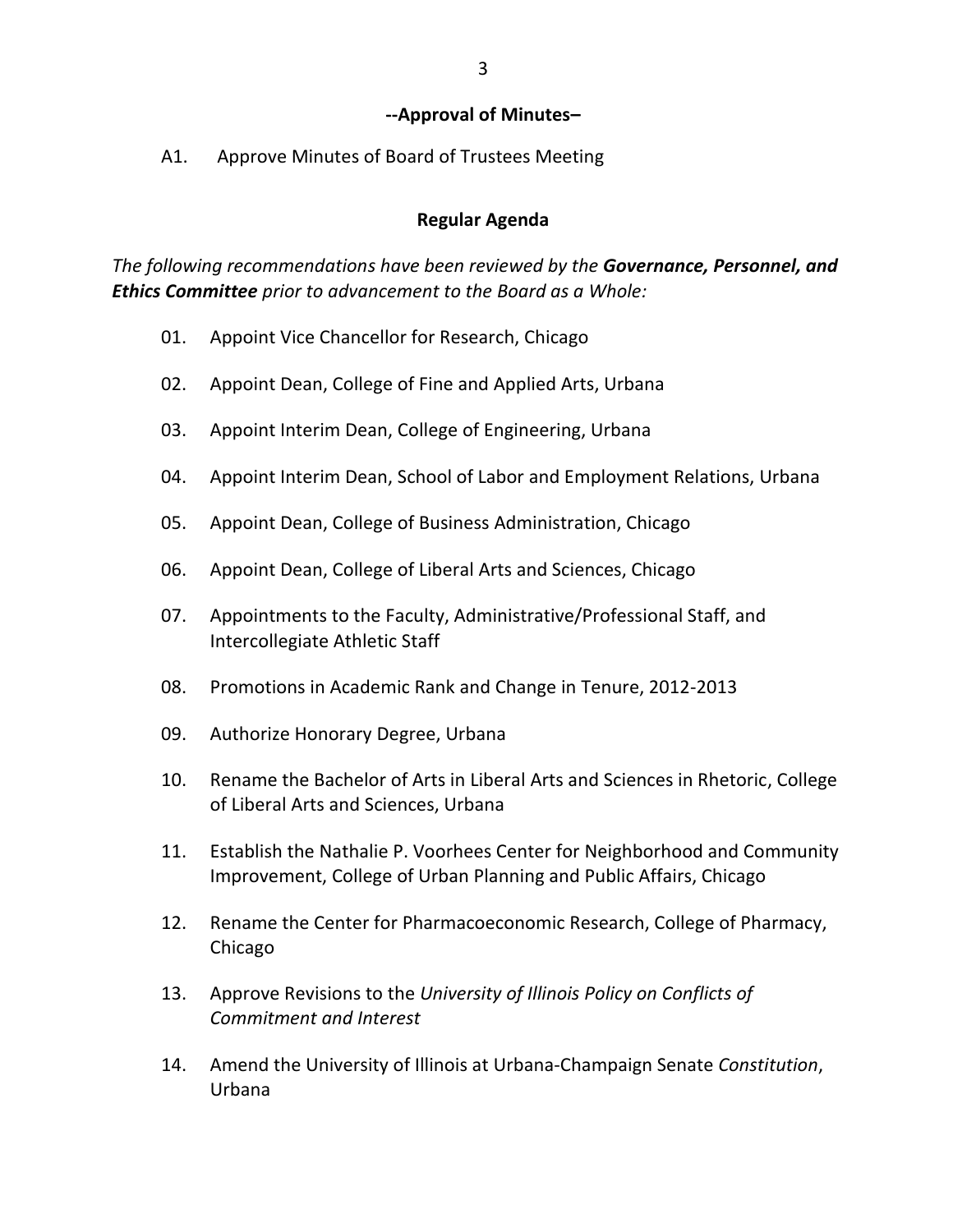**--Approval of Minutes–**

A1. Approve Minutes of Board of Trustees Meeting

## Regular Agenda

*The following recommendations have been reviewed by the* ***Governance, Personnel, and Ethics Committee*** *prior to advancement to the Board as a Whole:*

01. Appoint Vice Chancellor for Research, Chicago

02. Appoint Dean, College of Fine and Applied Arts, Urbana

03. Appoint Interim Dean, College of Engineering, Urbana

04. Appoint Interim Dean, School of Labor and Employment Relations, Urbana

05. Appoint Dean, College of Business Administration, Chicago

06. Appoint Dean, College of Liberal Arts and Sciences, Chicago

07. Appointments to the Faculty, Administrative/Professional Staff, and Intercollegiate Athletic Staff

08. Promotions in Academic Rank and Change in Tenure, 2012-2013

09. Authorize Honorary Degree, Urbana

10. Rename the Bachelor of Arts in Liberal Arts and Sciences in Rhetoric, College of Liberal Arts and Sciences, Urbana

11. Establish the Nathalie P. Voorhees Center for Neighborhood and Community Improvement, College of Urban Planning and Public Affairs, Chicago

12. Rename the Center for Pharmacoeconomic Research, College of Pharmacy, Chicago

13. Approve Revisions to the *University of Illinois Policy on Conflicts of Commitment and Interest*

14. Amend the University of Illinois at Urbana-Champaign Senate *Constitution*, Urbana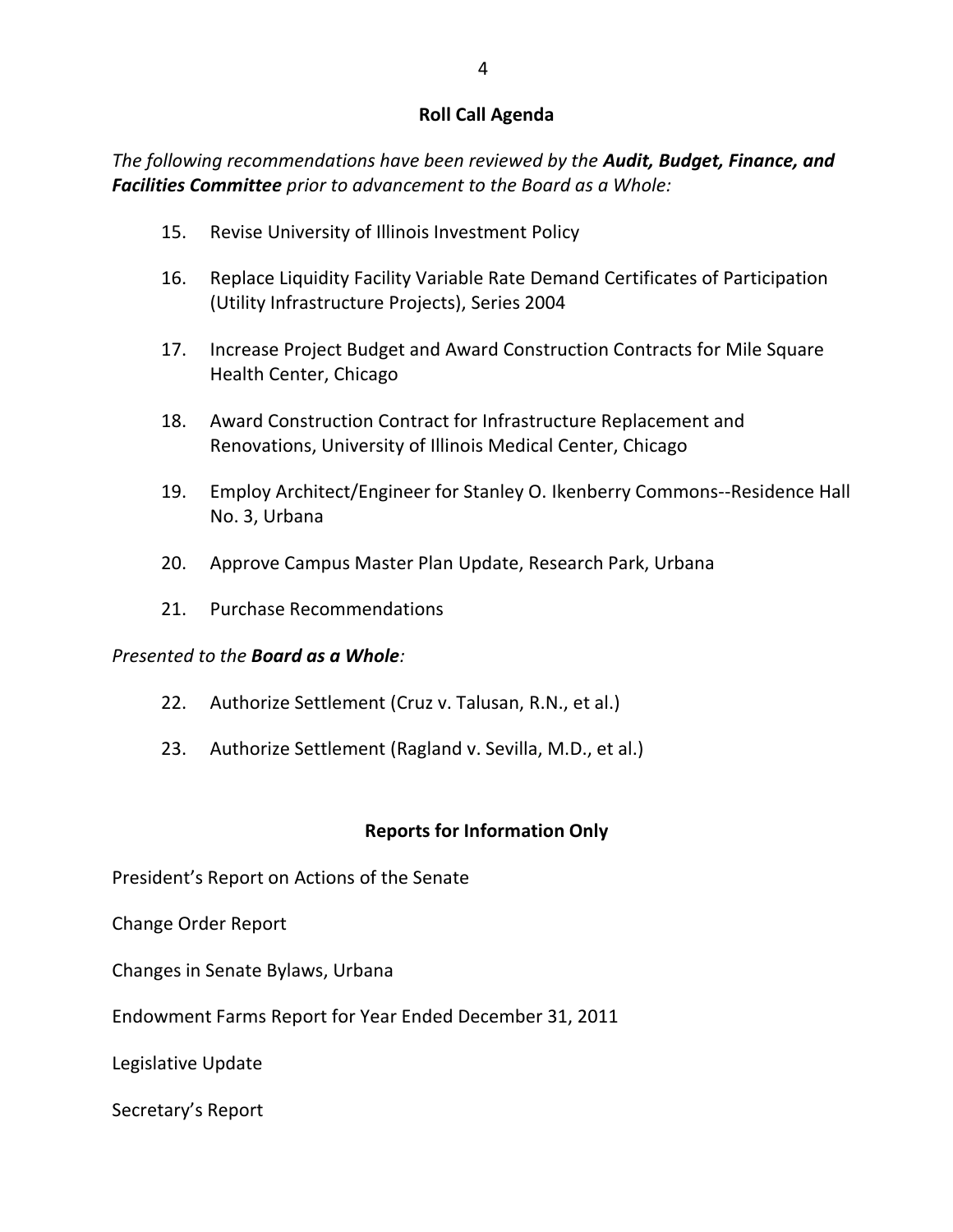## Roll Call Agenda

*The following recommendations have been reviewed by the **Audit, Budget, Finance, and Facilities Committee** prior to advancement to the Board as a Whole:*

15. Revise University of Illinois Investment Policy
16. Replace Liquidity Facility Variable Rate Demand Certificates of Participation (Utility Infrastructure Projects), Series 2004
17. Increase Project Budget and Award Construction Contracts for Mile Square Health Center, Chicago
18. Award Construction Contract for Infrastructure Replacement and Renovations, University of Illinois Medical Center, Chicago
19. Employ Architect/Engineer for Stanley O. Ikenberry Commons--Residence Hall No. 3, Urbana
20. Approve Campus Master Plan Update, Research Park, Urbana
21. Purchase Recommendations

*Presented to the **Board as a Whole**:*

22. Authorize Settlement (Cruz v. Talusan, R.N., et al.)
23. Authorize Settlement (Ragland v. Sevilla, M.D., et al.)

## Reports for Information Only

President's Report on Actions of the Senate

Change Order Report

Changes in Senate Bylaws, Urbana

Endowment Farms Report for Year Ended December 31, 2011

Legislative Update

Secretary's Report